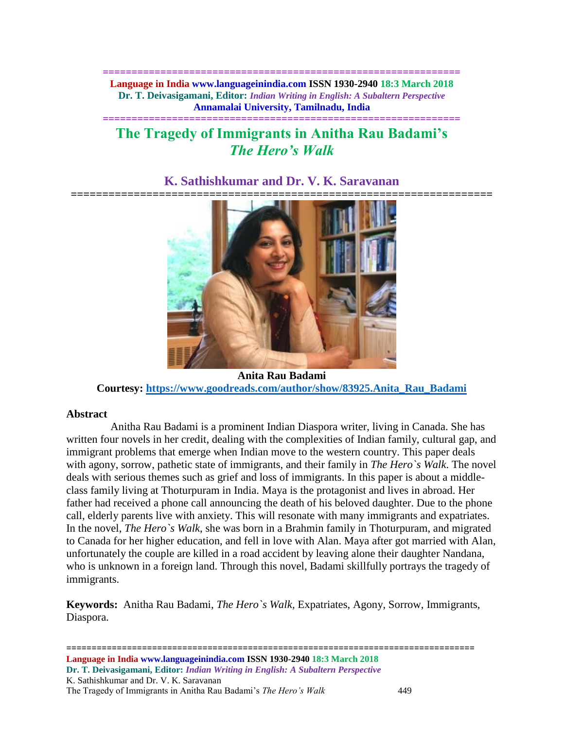# The Tragedy of Immigrants in Anitha Rau Badami's *The Hero's Walk*

## K. Sathishkumar and Dr. V. K. Saravanan

**Anita Rau Badami**
**Courtesy: https://www.goodreads.com/author/show/83925.Anita_Rau_Badami**

### Abstract

Anitha Rau Badami is a prominent Indian Diaspora writer, living in Canada. She has written four novels in her credit, dealing with the complexities of Indian family, cultural gap, and immigrant problems that emerge when Indian move to the western country. This paper deals with agony, sorrow, pathetic state of immigrants, and their family in *The Hero`s Walk*. The novel deals with serious themes such as grief and loss of immigrants. In this paper is about a middle-class family living at Thoturpuram in India. Maya is the protagonist and lives in abroad. Her father had received a phone call announcing the death of his beloved daughter. Due to the phone call, elderly parents live with anxiety. This will resonate with many immigrants and expatriates. In the novel, *The Hero`s Walk*, she was born in a Brahmin family in Thoturpuram, and migrated to Canada for her higher education, and fell in love with Alan. Maya after got married with Alan, unfortunately the couple are killed in a road accident by leaving alone their daughter Nandana, who is unknown in a foreign land. Through this novel, Badami skillfully portrays the tragedy of immigrants.

**Keywords:** Anitha Rau Badami, *The Hero`s Walk,* Expatriates, Agony, Sorrow, Immigrants, Diaspora.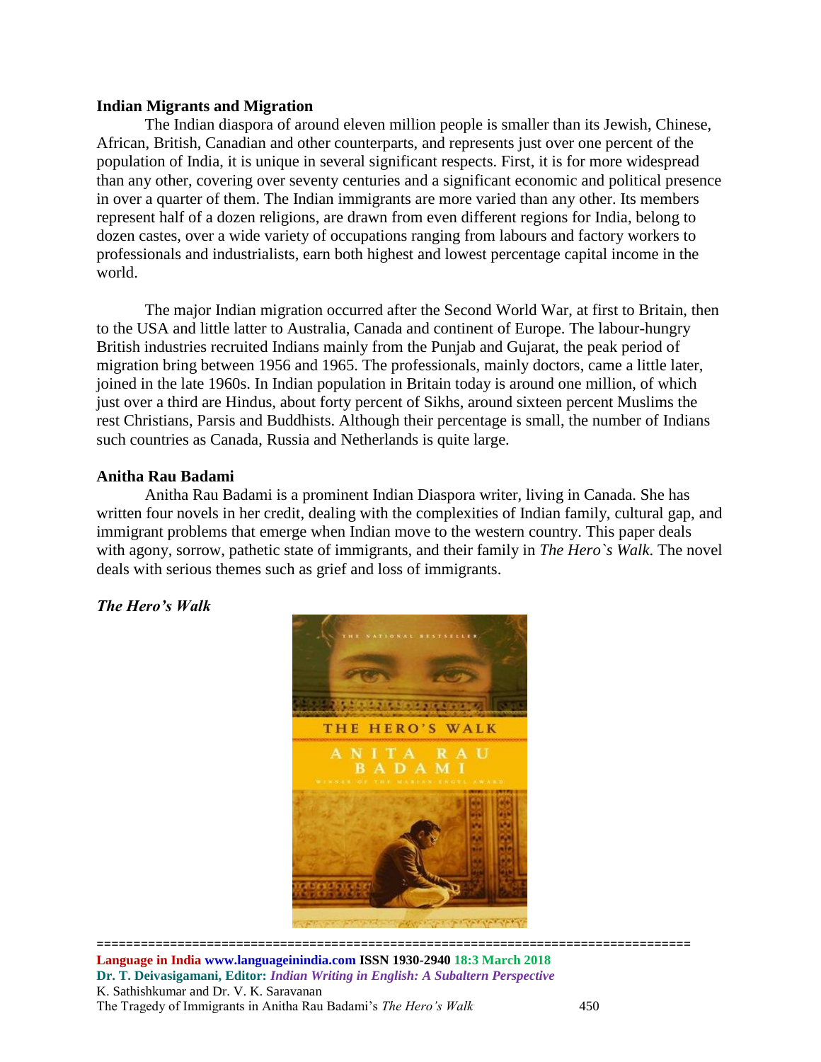## Indian Migrants and Migration

The Indian diaspora of around eleven million people is smaller than its Jewish, Chinese, African, British, Canadian and other counterparts, and represents just over one percent of the population of India, it is unique in several significant respects. First, it is for more widespread than any other, covering over seventy centuries and a significant economic and political presence in over a quarter of them. The Indian immigrants are more varied than any other. Its members represent half of a dozen religions, are drawn from even different regions for India, belong to dozen castes, over a wide variety of occupations ranging from labours and factory workers to professionals and industrialists, earn both highest and lowest percentage capital income in the world.

The major Indian migration occurred after the Second World War, at first to Britain, then to the USA and little latter to Australia, Canada and continent of Europe. The labour-hungry British industries recruited Indians mainly from the Punjab and Gujarat, the peak period of migration bring between 1956 and 1965. The professionals, mainly doctors, came a little later, joined in the late 1960s. In Indian population in Britain today is around one million, of which just over a third are Hindus, about forty percent of Sikhs, around sixteen percent Muslims the rest Christians, Parsis and Buddhists. Although their percentage is small, the number of Indians such countries as Canada, Russia and Netherlands is quite large.

## Anitha Rau Badami

Anitha Rau Badami is a prominent Indian Diaspora writer, living in Canada. She has written four novels in her credit, dealing with the complexities of Indian family, cultural gap, and immigrant problems that emerge when Indian move to the western country. This paper deals with agony, sorrow, pathetic state of immigrants, and their family in *The Hero`s Walk*. The novel deals with serious themes such as grief and loss of immigrants.

## *The Hero's Walk*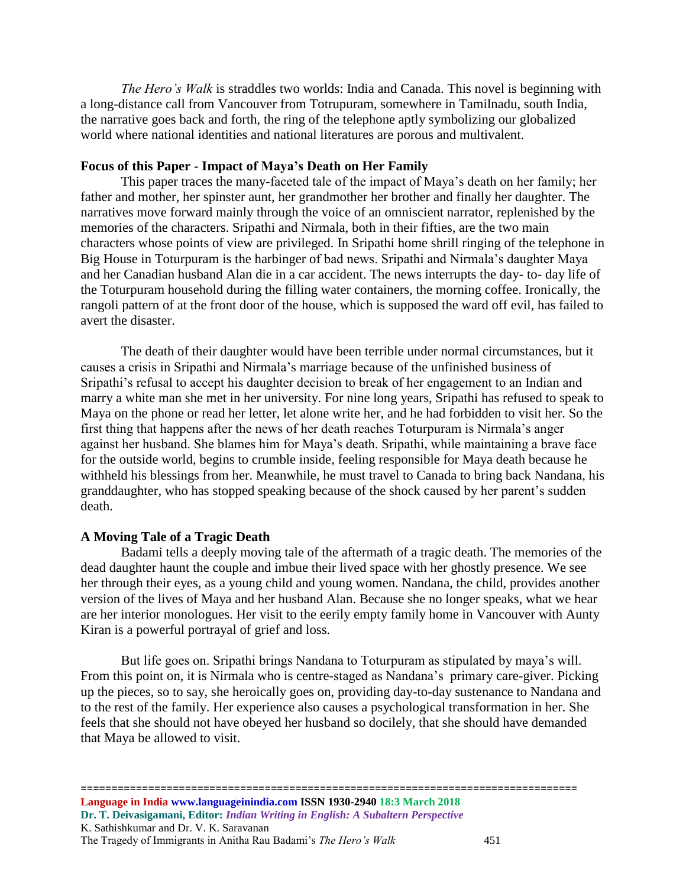*The Hero's Walk* is straddles two worlds: India and Canada. This novel is beginning with a long-distance call from Vancouver from Totrupuram, somewhere in Tamilnadu, south India, the narrative goes back and forth, the ring of the telephone aptly symbolizing our globalized world where national identities and national literatures are porous and multivalent.

### Focus of this Paper - Impact of Maya's Death on Her Family

This paper traces the many-faceted tale of the impact of Maya's death on her family; her father and mother, her spinster aunt, her grandmother her brother and finally her daughter. The narratives move forward mainly through the voice of an omniscient narrator, replenished by the memories of the characters. Sripathi and Nirmala, both in their fifties, are the two main characters whose points of view are privileged. In Sripathi home shrill ringing of the telephone in Big House in Toturpuram is the harbinger of bad news. Sripathi and Nirmala's daughter Maya and her Canadian husband Alan die in a car accident. The news interrupts the day- to- day life of the Toturpuram household during the filling water containers, the morning coffee. Ironically, the rangoli pattern of at the front door of the house, which is supposed the ward off evil, has failed to avert the disaster.

The death of their daughter would have been terrible under normal circumstances, but it causes a crisis in Sripathi and Nirmala's marriage because of the unfinished business of Sripathi's refusal to accept his daughter decision to break of her engagement to an Indian and marry a white man she met in her university. For nine long years, Sripathi has refused to speak to Maya on the phone or read her letter, let alone write her, and he had forbidden to visit her. So the first thing that happens after the news of her death reaches Toturpuram is Nirmala's anger against her husband. She blames him for Maya's death. Sripathi, while maintaining a brave face for the outside world, begins to crumble inside, feeling responsible for Maya death because he withheld his blessings from her. Meanwhile, he must travel to Canada to bring back Nandana, his granddaughter, who has stopped speaking because of the shock caused by her parent's sudden death.

### A Moving Tale of a Tragic Death

Badami tells a deeply moving tale of the aftermath of a tragic death. The memories of the dead daughter haunt the couple and imbue their lived space with her ghostly presence. We see her through their eyes, as a young child and young women. Nandana, the child, provides another version of the lives of Maya and her husband Alan. Because she no longer speaks, what we hear are her interior monologues. Her visit to the eerily empty family home in Vancouver with Aunty Kiran is a powerful portrayal of grief and loss.

But life goes on. Sripathi brings Nandana to Toturpuram as stipulated by maya's will. From this point on, it is Nirmala who is centre-staged as Nandana's primary care-giver. Picking up the pieces, so to say, she heroically goes on, providing day-to-day sustenance to Nandana and to the rest of the family. Her experience also causes a psychological transformation in her. She feels that she should not have obeyed her husband so docilely, that she should have demanded that Maya be allowed to visit.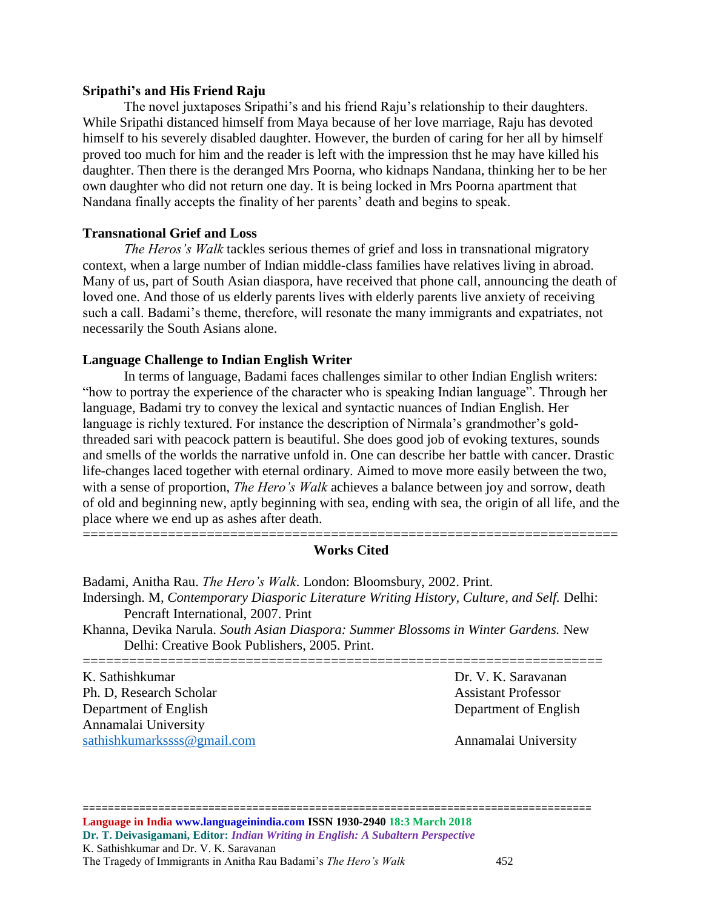### Sripathi's and His Friend Raju

The novel juxtaposes Sripathi's and his friend Raju's relationship to their daughters. While Sripathi distanced himself from Maya because of her love marriage, Raju has devoted himself to his severely disabled daughter. However, the burden of caring for her all by himself proved too much for him and the reader is left with the impression thst he may have killed his daughter. Then there is the deranged Mrs Poorna, who kidnaps Nandana, thinking her to be her own daughter who did not return one day. It is being locked in Mrs Poorna apartment that Nandana finally accepts the finality of her parents' death and begins to speak.

### Transnational Grief and Loss

*The Heros's Walk* tackles serious themes of grief and loss in transnational migratory context, when a large number of Indian middle-class families have relatives living in abroad. Many of us, part of South Asian diaspora, have received that phone call, announcing the death of loved one. And those of us elderly parents lives with elderly parents live anxiety of receiving such a call. Badami's theme, therefore, will resonate the many immigrants and expatriates, not necessarily the South Asians alone.

### Language Challenge to Indian English Writer

In terms of language, Badami faces challenges similar to other Indian English writers: "how to portray the experience of the character who is speaking Indian language". Through her language, Badami try to convey the lexical and syntactic nuances of Indian English. Her language is richly textured. For instance the description of Nirmala's grandmother's gold-threaded sari with peacock pattern is beautiful. She does good job of evoking textures, sounds and smells of the worlds the narrative unfold in. One can describe her battle with cancer. Drastic life-changes laced together with eternal ordinary. Aimed to move more easily between the two, with a sense of proportion, *The Hero's Walk* achieves a balance between joy and sorrow, death of old and beginning new, aptly beginning with sea, ending with sea, the origin of all life, and the place where we end up as ashes after death.

---

## Works Cited

Badami, Anitha Rau. *The Hero's Walk*. London: Bloomsbury, 2002. Print.

Indersingh. M, *Contemporary Diasporic Literature Writing History, Culture, and Self.* Delhi: Pencraft International, 2007. Print

Khanna, Devika Narula. *South Asian Diaspora: Summer Blossoms in Winter Gardens.* New Delhi: Creative Book Publishers, 2005. Print.

---

K. Sathishkumar
Ph. D, Research Scholar
Department of English
Annamalai University
sathishkumarkssss@gmail.com

Dr. V. K. Saravanan
Assistant Professor
Department of English
Annamalai University